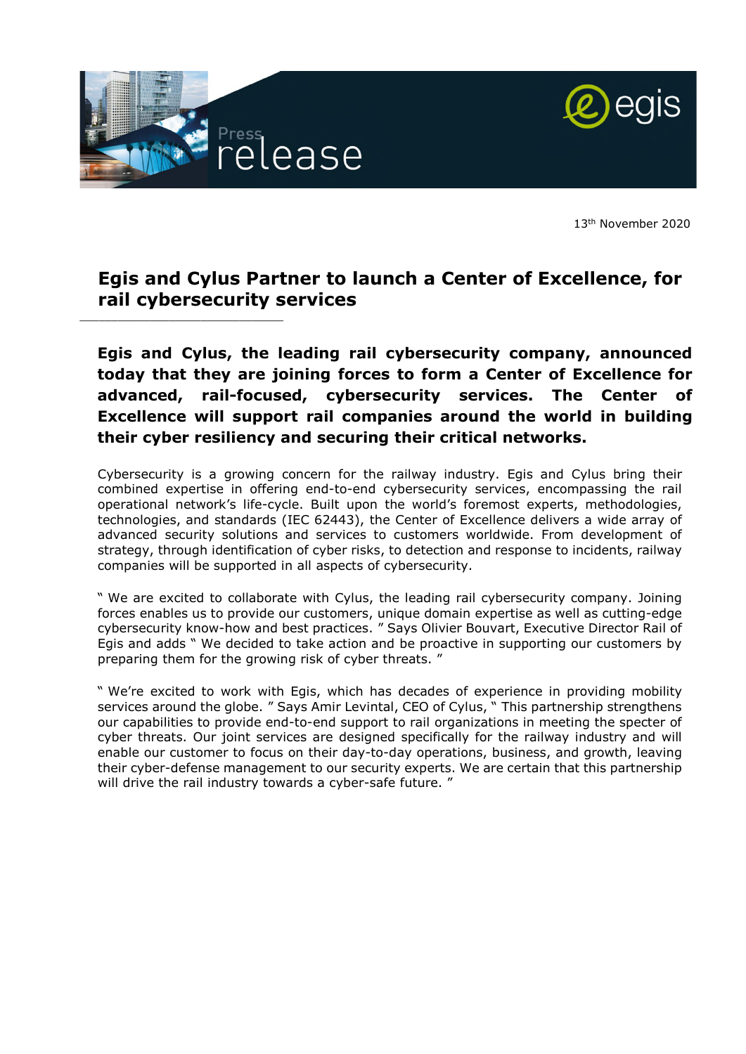Press release

13th November 2020

# Egis and Cylus Partner to launch a Center of Excellence, for rail cybersecurity services

**Egis and Cylus, the leading rail cybersecurity company, announced today that they are joining forces to form a Center of Excellence for advanced, rail-focused, cybersecurity services. The Center of Excellence will support rail companies around the world in building their cyber resiliency and securing their critical networks.**

Cybersecurity is a growing concern for the railway industry. Egis and Cylus bring their combined expertise in offering end-to-end cybersecurity services, encompassing the rail operational network's life-cycle. Built upon the world's foremost experts, methodologies, technologies, and standards (IEC 62443), the Center of Excellence delivers a wide array of advanced security solutions and services to customers worldwide. From development of strategy, through identification of cyber risks, to detection and response to incidents, railway companies will be supported in all aspects of cybersecurity.

" We are excited to collaborate with Cylus, the leading rail cybersecurity company. Joining forces enables us to provide our customers, unique domain expertise as well as cutting-edge cybersecurity know-how and best practices. " Says Olivier Bouvart, Executive Director Rail of Egis and adds " We decided to take action and be proactive in supporting our customers by preparing them for the growing risk of cyber threats. "

" We're excited to work with Egis, which has decades of experience in providing mobility services around the globe. " Says Amir Levintal, CEO of Cylus, " This partnership strengthens our capabilities to provide end-to-end support to rail organizations in meeting the specter of cyber threats. Our joint services are designed specifically for the railway industry and will enable our customer to focus on their day-to-day operations, business, and growth, leaving their cyber-defense management to our security experts. We are certain that this partnership will drive the rail industry towards a cyber-safe future. "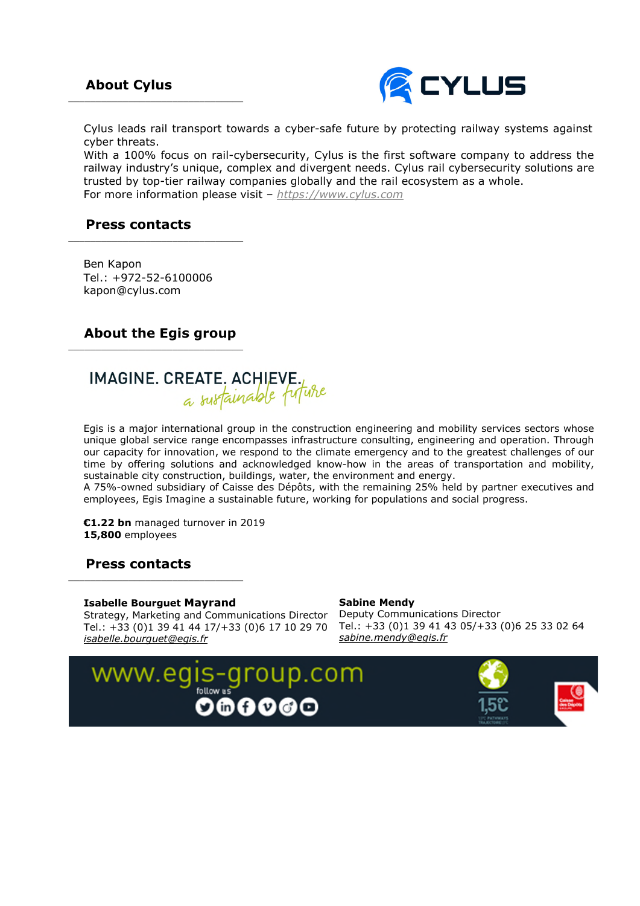## About Cylus

Cylus leads rail transport towards a cyber-safe future by protecting railway systems against cyber threats.
With a 100% focus on rail-cybersecurity, Cylus is the first software company to address the railway industry's unique, complex and divergent needs. Cylus rail cybersecurity solutions are trusted by top-tier railway companies globally and the rail ecosystem as a whole.
For more information please visit – *https://www.cylus.com*

## Press contacts

Ben Kapon
Tel.: +972-52-6100006
kapon@cylus.com

## About the Egis group

IMAGINE. CREATE. ACHIEVE. *a sustainable future*

Egis is a major international group in the construction engineering and mobility services sectors whose unique global service range encompasses infrastructure consulting, engineering and operation. Through our capacity for innovation, we respond to the climate emergency and to the greatest challenges of our time by offering solutions and acknowledged know-how in the areas of transportation and mobility, sustainable city construction, buildings, water, the environment and energy.
A 75%-owned subsidiary of Caisse des Dépôts, with the remaining 25% held by partner executives and employees, Egis Imagine a sustainable future, working for populations and social progress.

**€1.22 bn** managed turnover in 2019
**15,800** employees

## Press contacts

**Isabelle Bourguet Mayrand**
Strategy, Marketing and Communications Director
Tel.: +33 (0)1 39 41 44 17/+33 (0)6 17 10 29 70
*isabelle.bourguet@egis.fr*

**Sabine Mendy**
Deputy Communications Director
Tel.: +33 (0)1 39 41 43 05/+33 (0)6 25 33 02 64
*sabine.mendy@egis.fr*

www.egis-group.com
follow us